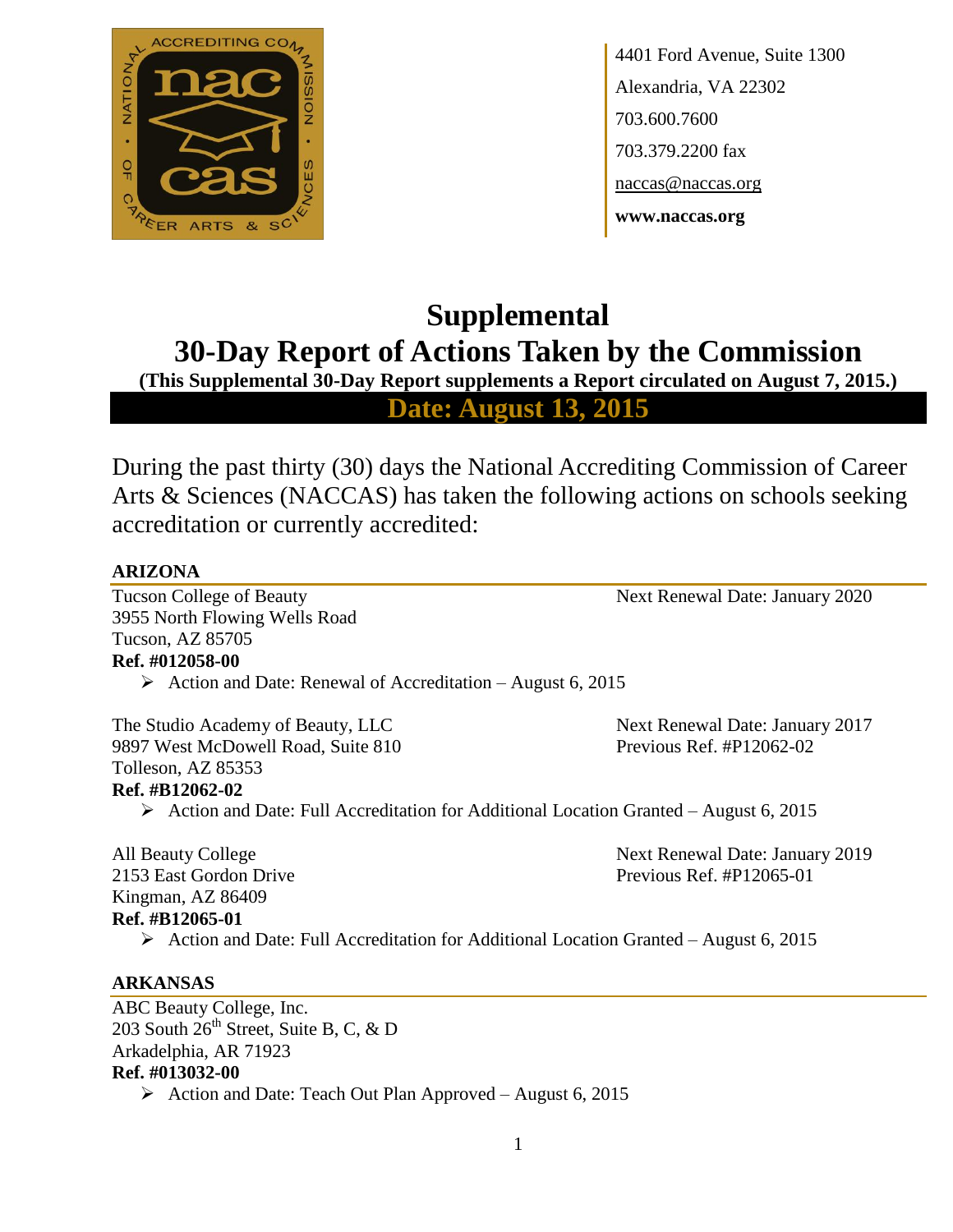4401 Ford Avenue, Suite 1300
Alexandria, VA 22302
703.600.7600
703.379.2200 fax
naccas@naccas.org
**www.naccas.org**

# Supplemental
# 30-Day Report of Actions Taken by the Commission

**(This Supplemental 30-Day Report supplements a Report circulated on August 7, 2015.)**

## Date: August 13, 2015

During the past thirty (30) days the National Accrediting Commission of Career Arts & Sciences (NACCAS) has taken the following actions on schools seeking accreditation or currently accredited:

### ARIZONA

Tucson College of Beauty
3955 North Flowing Wells Road
Tucson, AZ 85705
**Ref. #012058-00**
Next Renewal Date: January 2020

- Action and Date: Renewal of Accreditation – August 6, 2015

The Studio Academy of Beauty, LLC
9897 West McDowell Road, Suite 810
Tolleson, AZ 85353
**Ref. #B12062-02**
Next Renewal Date: January 2017
Previous Ref. #P12062-02

- Action and Date: Full Accreditation for Additional Location Granted – August 6, 2015

All Beauty College
2153 East Gordon Drive
Kingman, AZ 86409
**Ref. #B12065-01**
Next Renewal Date: January 2019
Previous Ref. #P12065-01

- Action and Date: Full Accreditation for Additional Location Granted – August 6, 2015

### ARKANSAS

ABC Beauty College, Inc.
203 South 26th Street, Suite B, C, & D
Arkadelphia, AR 71923
**Ref. #013032-00**

- Action and Date: Teach Out Plan Approved – August 6, 2015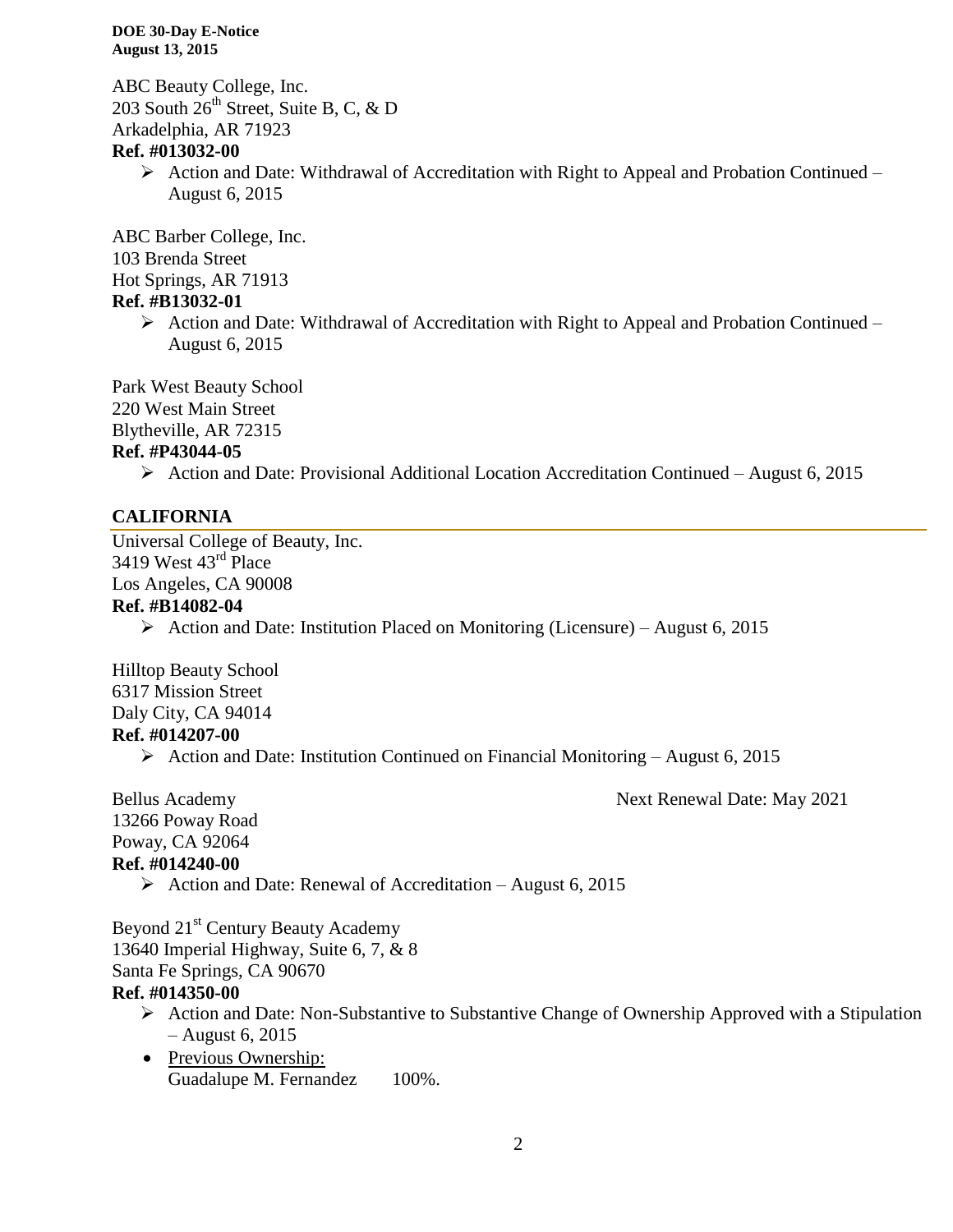ABC Beauty College, Inc.
203 South 26th Street, Suite B, C, & D
Arkadelphia, AR 71923
**Ref. #013032-00**

- Action and Date: Withdrawal of Accreditation with Right to Appeal and Probation Continued – August 6, 2015

ABC Barber College, Inc.
103 Brenda Street
Hot Springs, AR 71913
**Ref. #B13032-01**

- Action and Date: Withdrawal of Accreditation with Right to Appeal and Probation Continued – August 6, 2015

Park West Beauty School
220 West Main Street
Blytheville, AR 72315
**Ref. #P43044-05**

- Action and Date: Provisional Additional Location Accreditation Continued – August 6, 2015

## CALIFORNIA

Universal College of Beauty, Inc.
3419 West 43rd Place
Los Angeles, CA 90008
**Ref. #B14082-04**

- Action and Date: Institution Placed on Monitoring (Licensure) – August 6, 2015

Hilltop Beauty School
6317 Mission Street
Daly City, CA 94014
**Ref. #014207-00**

- Action and Date: Institution Continued on Financial Monitoring – August 6, 2015

Bellus Academy — Next Renewal Date: May 2021
13266 Poway Road
Poway, CA 92064
**Ref. #014240-00**

- Action and Date: Renewal of Accreditation – August 6, 2015

Beyond 21st Century Beauty Academy
13640 Imperial Highway, Suite 6, 7, & 8
Santa Fe Springs, CA 90670
**Ref. #014350-00**

- Action and Date: Non-Substantive to Substantive Change of Ownership Approved with a Stipulation – August 6, 2015
- Previous Ownership:
  Guadalupe M. Fernandez 100%.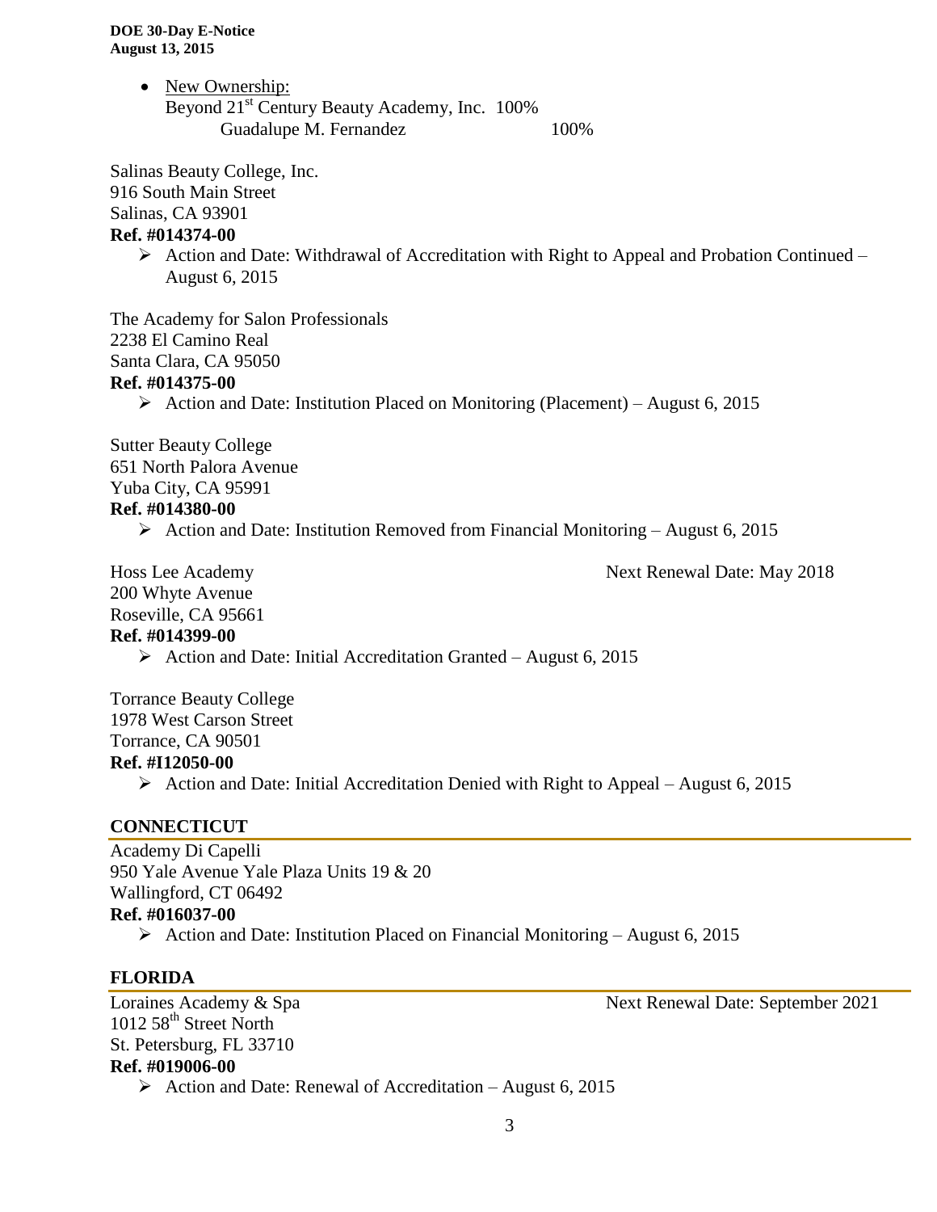- New Ownership:
  Beyond 21st Century Beauty Academy, Inc. 100%
  Guadalupe M. Fernandez 100%

Salinas Beauty College, Inc.
916 South Main Street
Salinas, CA 93901
**Ref. #014374-00**

- Action and Date: Withdrawal of Accreditation with Right to Appeal and Probation Continued – August 6, 2015

The Academy for Salon Professionals
2238 El Camino Real
Santa Clara, CA 95050
**Ref. #014375-00**

- Action and Date: Institution Placed on Monitoring (Placement) – August 6, 2015

Sutter Beauty College
651 North Palora Avenue
Yuba City, CA 95991
**Ref. #014380-00**

- Action and Date: Institution Removed from Financial Monitoring – August 6, 2015

Hoss Lee Academy — Next Renewal Date: May 2018
200 Whyte Avenue
Roseville, CA 95661
**Ref. #014399-00**

- Action and Date: Initial Accreditation Granted – August 6, 2015

Torrance Beauty College
1978 West Carson Street
Torrance, CA 90501
**Ref. #I12050-00**

- Action and Date: Initial Accreditation Denied with Right to Appeal – August 6, 2015

## CONNECTICUT

Academy Di Capelli
950 Yale Avenue Yale Plaza Units 19 & 20
Wallingford, CT 06492
**Ref. #016037-00**

- Action and Date: Institution Placed on Financial Monitoring – August 6, 2015

## FLORIDA

Loraines Academy & Spa — Next Renewal Date: September 2021
1012 58th Street North
St. Petersburg, FL 33710
**Ref. #019006-00**

- Action and Date: Renewal of Accreditation – August 6, 2015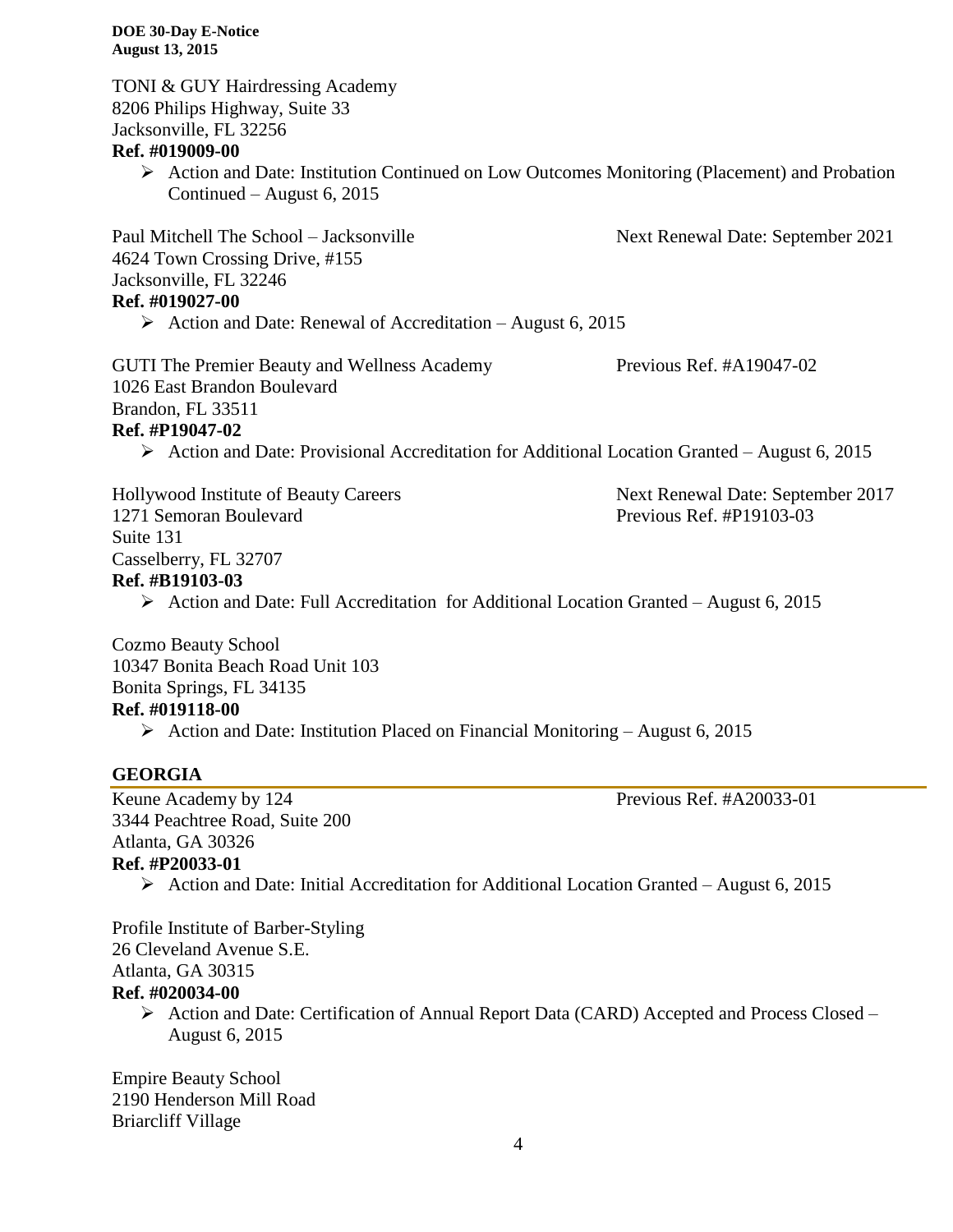TONI & GUY Hairdressing Academy
8206 Philips Highway, Suite 33
Jacksonville, FL 32256
**Ref. #019009-00**

- Action and Date: Institution Continued on Low Outcomes Monitoring (Placement) and Probation Continued – August 6, 2015

Paul Mitchell The School – Jacksonville
4624 Town Crossing Drive, #155
Jacksonville, FL 32246
Next Renewal Date: September 2021
**Ref. #019027-00**

- Action and Date: Renewal of Accreditation – August 6, 2015

GUTI The Premier Beauty and Wellness Academy
1026 East Brandon Boulevard
Brandon, FL 33511
Previous Ref. #A19047-02
**Ref. #P19047-02**

- Action and Date: Provisional Accreditation for Additional Location Granted – August 6, 2015

Hollywood Institute of Beauty Careers
1271 Semoran Boulevard
Suite 131
Casselberry, FL 32707
Next Renewal Date: September 2017
Previous Ref. #P19103-03
**Ref. #B19103-03**

- Action and Date: Full Accreditation for Additional Location Granted – August 6, 2015

Cozmo Beauty School
10347 Bonita Beach Road Unit 103
Bonita Springs, FL 34135
**Ref. #019118-00**

- Action and Date: Institution Placed on Financial Monitoring – August 6, 2015

## GEORGIA

Keune Academy by 124
3344 Peachtree Road, Suite 200
Atlanta, GA 30326
Previous Ref. #A20033-01
**Ref. #P20033-01**

- Action and Date: Initial Accreditation for Additional Location Granted – August 6, 2015

Profile Institute of Barber-Styling
26 Cleveland Avenue S.E.
Atlanta, GA 30315
**Ref. #020034-00**

- Action and Date: Certification of Annual Report Data (CARD) Accepted and Process Closed – August 6, 2015

Empire Beauty School
2190 Henderson Mill Road
Briarcliff Village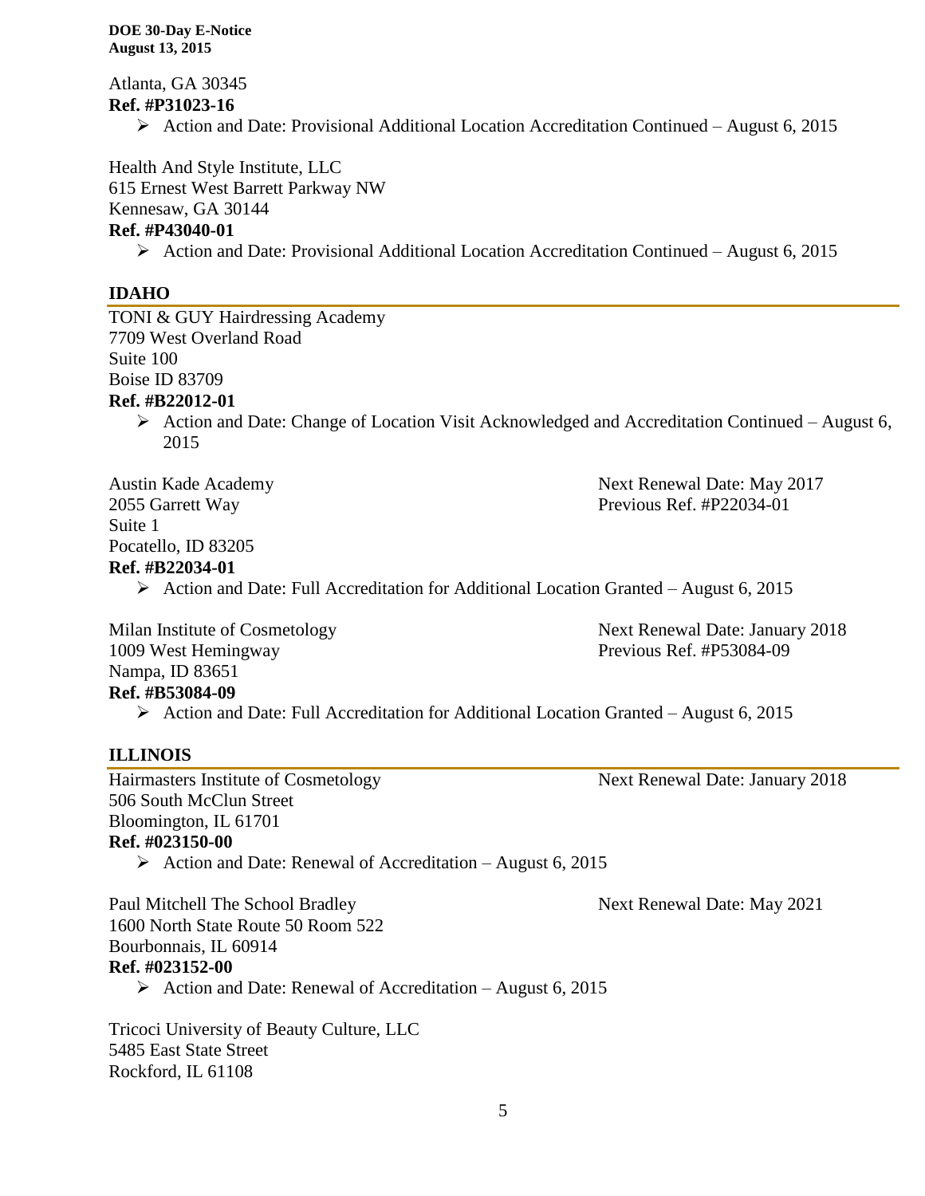Atlanta, GA 30345
**Ref. #P31023-16**

- Action and Date: Provisional Additional Location Accreditation Continued – August 6, 2015

Health And Style Institute, LLC
615 Ernest West Barrett Parkway NW
Kennesaw, GA 30144
**Ref. #P43040-01**

- Action and Date: Provisional Additional Location Accreditation Continued – August 6, 2015

## IDAHO

TONI & GUY Hairdressing Academy
7709 West Overland Road
Suite 100
Boise ID 83709
**Ref. #B22012-01**

- Action and Date: Change of Location Visit Acknowledged and Accreditation Continued – August 6, 2015

Austin Kade Academy
2055 Garrett Way
Suite 1
Pocatello, ID 83205
**Ref. #B22034-01**
Next Renewal Date: May 2017
Previous Ref. #P22034-01

- Action and Date: Full Accreditation for Additional Location Granted – August 6, 2015

Milan Institute of Cosmetology
1009 West Hemingway
Nampa, ID 83651
**Ref. #B53084-09**
Next Renewal Date: January 2018
Previous Ref. #P53084-09

- Action and Date: Full Accreditation for Additional Location Granted – August 6, 2015

## ILLINOIS

Hairmasters Institute of Cosmetology
506 South McClun Street
Bloomington, IL 61701
**Ref. #023150-00**
Next Renewal Date: January 2018

- Action and Date: Renewal of Accreditation – August 6, 2015

Paul Mitchell The School Bradley
1600 North State Route 50 Room 522
Bourbonnais, IL 60914
**Ref. #023152-00**
Next Renewal Date: May 2021

- Action and Date: Renewal of Accreditation – August 6, 2015

Tricoci University of Beauty Culture, LLC
5485 East State Street
Rockford, IL 61108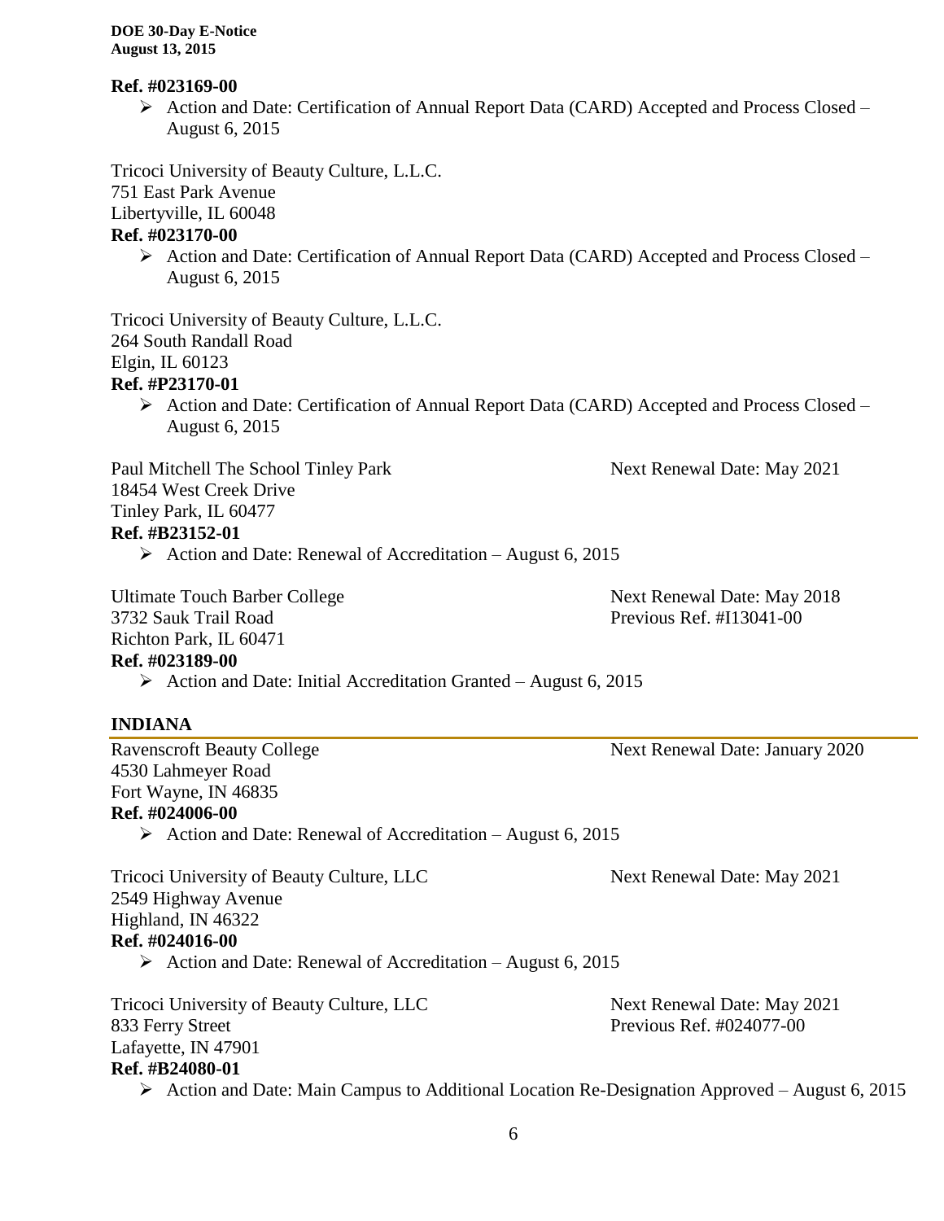**Ref. #023169-00**

- Action and Date: Certification of Annual Report Data (CARD) Accepted and Process Closed – August 6, 2015

Tricoci University of Beauty Culture, L.L.C.
751 East Park Avenue
Libertyville, IL 60048
**Ref. #023170-00**

- Action and Date: Certification of Annual Report Data (CARD) Accepted and Process Closed – August 6, 2015

Tricoci University of Beauty Culture, L.L.C.
264 South Randall Road
Elgin, IL 60123
**Ref. #P23170-01**

- Action and Date: Certification of Annual Report Data (CARD) Accepted and Process Closed – August 6, 2015

Paul Mitchell The School Tinley Park — Next Renewal Date: May 2021
18454 West Creek Drive
Tinley Park, IL 60477
**Ref. #B23152-01**

- Action and Date: Renewal of Accreditation – August 6, 2015

Ultimate Touch Barber College — Next Renewal Date: May 2018
3732 Sauk Trail Road — Previous Ref. #I13041-00
Richton Park, IL 60471
**Ref. #023189-00**

- Action and Date: Initial Accreditation Granted – August 6, 2015

## INDIANA

Ravenscroft Beauty College — Next Renewal Date: January 2020
4530 Lahmeyer Road
Fort Wayne, IN 46835
**Ref. #024006-00**

- Action and Date: Renewal of Accreditation – August 6, 2015

Tricoci University of Beauty Culture, LLC — Next Renewal Date: May 2021
2549 Highway Avenue
Highland, IN 46322
**Ref. #024016-00**

- Action and Date: Renewal of Accreditation – August 6, 2015

Tricoci University of Beauty Culture, LLC — Next Renewal Date: May 2021
833 Ferry Street — Previous Ref. #024077-00
Lafayette, IN 47901
**Ref. #B24080-01**

- Action and Date: Main Campus to Additional Location Re-Designation Approved – August 6, 2015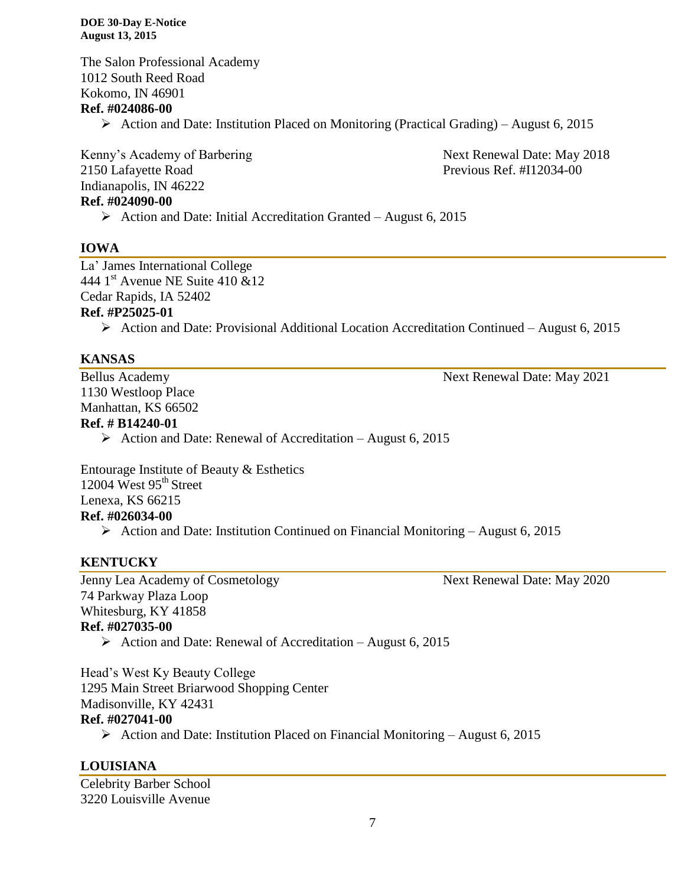The Salon Professional Academy
1012 South Reed Road
Kokomo, IN 46901
**Ref. #024086-00**

- Action and Date: Institution Placed on Monitoring (Practical Grading) – August 6, 2015

Kenny's Academy of Barbering
2150 Lafayette Road
Indianapolis, IN 46222
**Ref. #024090-00**
Next Renewal Date: May 2018
Previous Ref. #I12034-00

- Action and Date: Initial Accreditation Granted – August 6, 2015

## IOWA

La' James International College
444 1st Avenue NE Suite 410 &12
Cedar Rapids, IA 52402
**Ref. #P25025-01**

- Action and Date: Provisional Additional Location Accreditation Continued – August 6, 2015

## KANSAS

Bellus Academy
1130 Westloop Place
Manhattan, KS 66502
**Ref. # B14240-01**
Next Renewal Date: May 2021

- Action and Date: Renewal of Accreditation – August 6, 2015

Entourage Institute of Beauty & Esthetics
12004 West 95th Street
Lenexa, KS 66215
**Ref. #026034-00**

- Action and Date: Institution Continued on Financial Monitoring – August 6, 2015

## KENTUCKY

Jenny Lea Academy of Cosmetology
74 Parkway Plaza Loop
Whitesburg, KY 41858
**Ref. #027035-00**
Next Renewal Date: May 2020

- Action and Date: Renewal of Accreditation – August 6, 2015

Head's West Ky Beauty College
1295 Main Street Briarwood Shopping Center
Madisonville, KY 42431
**Ref. #027041-00**

- Action and Date: Institution Placed on Financial Monitoring – August 6, 2015

## LOUISIANA

Celebrity Barber School
3220 Louisville Avenue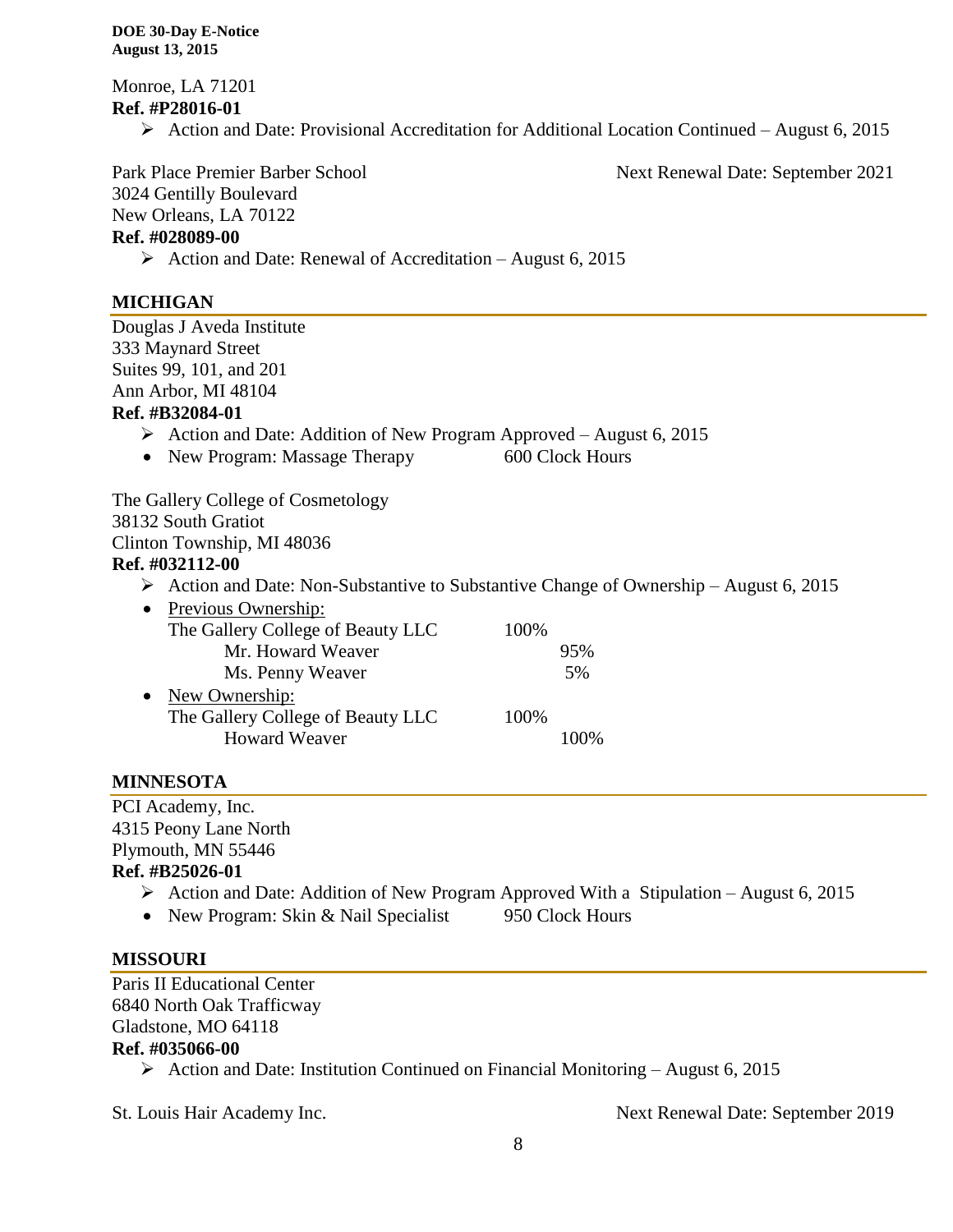Monroe, LA 71201

**Ref. #P28016-01**

- Action and Date: Provisional Accreditation for Additional Location Continued – August 6, 2015

Park Place Premier Barber School — Next Renewal Date: September 2021

3024 Gentilly Boulevard

New Orleans, LA 70122

**Ref. #028089-00**

- Action and Date: Renewal of Accreditation – August 6, 2015

## MICHIGAN

Douglas J Aveda Institute

333 Maynard Street

Suites 99, 101, and 201

Ann Arbor, MI 48104

**Ref. #B32084-01**

- Action and Date: Addition of New Program Approved – August 6, 2015
- New Program: Massage Therapy — 600 Clock Hours

The Gallery College of Cosmetology

38132 South Gratiot

Clinton Township, MI 48036

**Ref. #032112-00**

- Action and Date: Non-Substantive to Substantive Change of Ownership – August 6, 2015
- Previous Ownership:
  - The Gallery College of Beauty LLC — 100%
    - Mr. Howard Weaver — 95%
    - Ms. Penny Weaver — 5%
- New Ownership:
  - The Gallery College of Beauty LLC — 100%
    - Howard Weaver — 100%

## MINNESOTA

PCI Academy, Inc.

4315 Peony Lane North

Plymouth, MN 55446

**Ref. #B25026-01**

- Action and Date: Addition of New Program Approved With a Stipulation – August 6, 2015
- New Program: Skin & Nail Specialist — 950 Clock Hours

## MISSOURI

Paris II Educational Center

6840 North Oak Trafficway

Gladstone, MO 64118

**Ref. #035066-00**

- Action and Date: Institution Continued on Financial Monitoring – August 6, 2015

St. Louis Hair Academy Inc. — Next Renewal Date: September 2019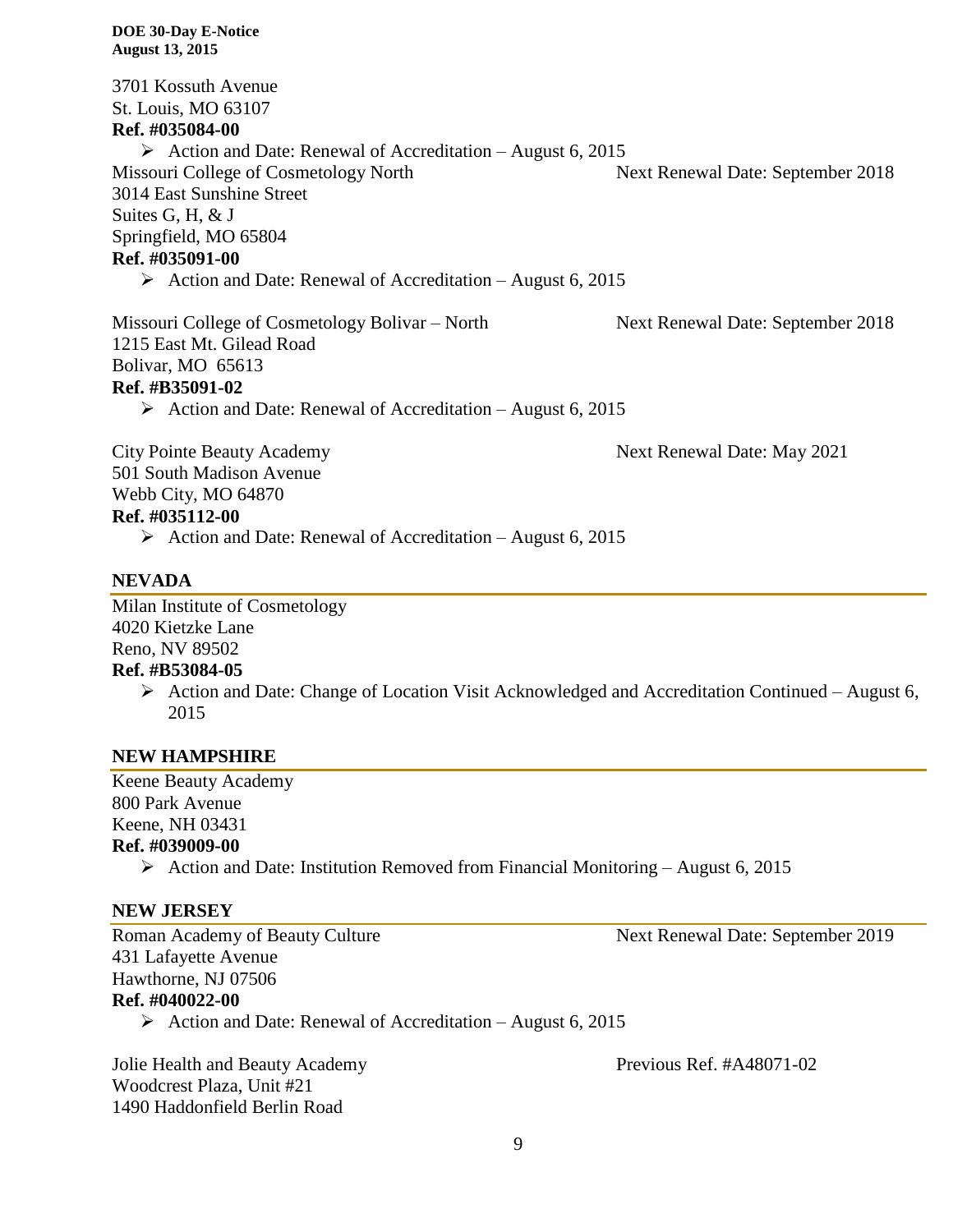3701 Kossuth Avenue
St. Louis, MO 63107
**Ref. #035084-00**

- Action and Date: Renewal of Accreditation – August 6, 2015

Missouri College of Cosmetology North — Next Renewal Date: September 2018
3014 East Sunshine Street
Suites G, H, & J
Springfield, MO 65804
**Ref. #035091-00**

- Action and Date: Renewal of Accreditation – August 6, 2015

Missouri College of Cosmetology Bolivar – North — Next Renewal Date: September 2018
1215 East Mt. Gilead Road
Bolivar, MO 65613
**Ref. #B35091-02**

- Action and Date: Renewal of Accreditation – August 6, 2015

City Pointe Beauty Academy — Next Renewal Date: May 2021
501 South Madison Avenue
Webb City, MO 64870
**Ref. #035112-00**

- Action and Date: Renewal of Accreditation – August 6, 2015

## NEVADA

Milan Institute of Cosmetology
4020 Kietzke Lane
Reno, NV 89502
**Ref. #B53084-05**

- Action and Date: Change of Location Visit Acknowledged and Accreditation Continued – August 6, 2015

## NEW HAMPSHIRE

Keene Beauty Academy
800 Park Avenue
Keene, NH 03431
**Ref. #039009-00**

- Action and Date: Institution Removed from Financial Monitoring – August 6, 2015

## NEW JERSEY

Roman Academy of Beauty Culture — Next Renewal Date: September 2019
431 Lafayette Avenue
Hawthorne, NJ 07506
**Ref. #040022-00**

- Action and Date: Renewal of Accreditation – August 6, 2015

Jolie Health and Beauty Academy — Previous Ref. #A48071-02
Woodcrest Plaza, Unit #21
1490 Haddonfield Berlin Road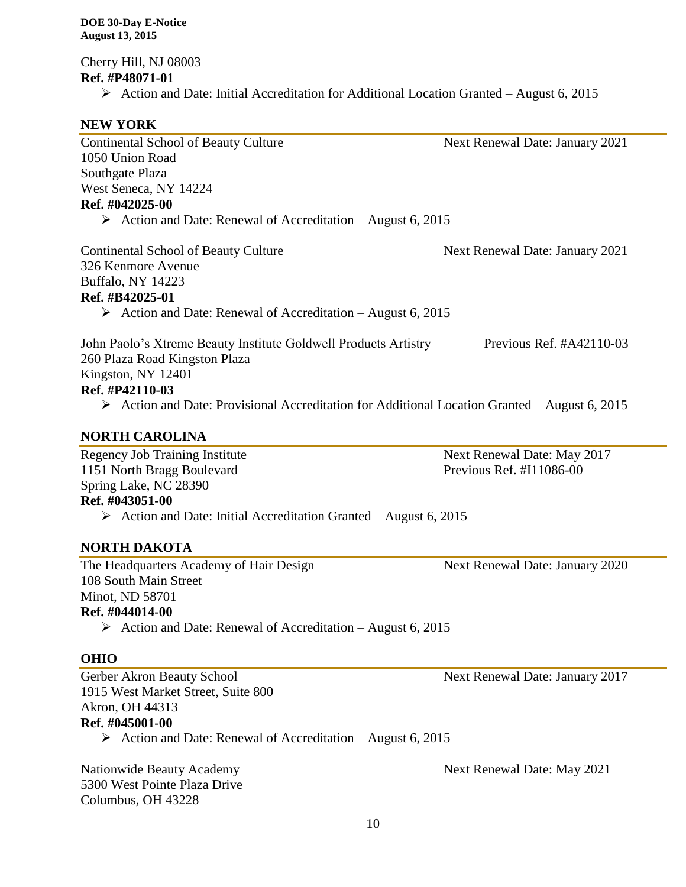Cherry Hill, NJ 08003
**Ref. #P48071-01**

- Action and Date: Initial Accreditation for Additional Location Granted – August 6, 2015

## NEW YORK

Continental School of Beauty Culture — Next Renewal Date: January 2021
1050 Union Road
Southgate Plaza
West Seneca, NY 14224
**Ref. #042025-00**

- Action and Date: Renewal of Accreditation – August 6, 2015

Continental School of Beauty Culture — Next Renewal Date: January 2021
326 Kenmore Avenue
Buffalo, NY 14223
**Ref. #B42025-01**

- Action and Date: Renewal of Accreditation – August 6, 2015

John Paolo's Xtreme Beauty Institute Goldwell Products Artistry — Previous Ref. #A42110-03
260 Plaza Road Kingston Plaza
Kingston, NY 12401
**Ref. #P42110-03**

- Action and Date: Provisional Accreditation for Additional Location Granted – August 6, 2015

## NORTH CAROLINA

Regency Job Training Institute — Next Renewal Date: May 2017
1151 North Bragg Boulevard — Previous Ref. #I11086-00
Spring Lake, NC 28390
**Ref. #043051-00**

- Action and Date: Initial Accreditation Granted – August 6, 2015

## NORTH DAKOTA

The Headquarters Academy of Hair Design — Next Renewal Date: January 2020
108 South Main Street
Minot, ND 58701
**Ref. #044014-00**

- Action and Date: Renewal of Accreditation – August 6, 2015

## OHIO

Gerber Akron Beauty School — Next Renewal Date: January 2017
1915 West Market Street, Suite 800
Akron, OH 44313
**Ref. #045001-00**

- Action and Date: Renewal of Accreditation – August 6, 2015

Nationwide Beauty Academy — Next Renewal Date: May 2021
5300 West Pointe Plaza Drive
Columbus, OH 43228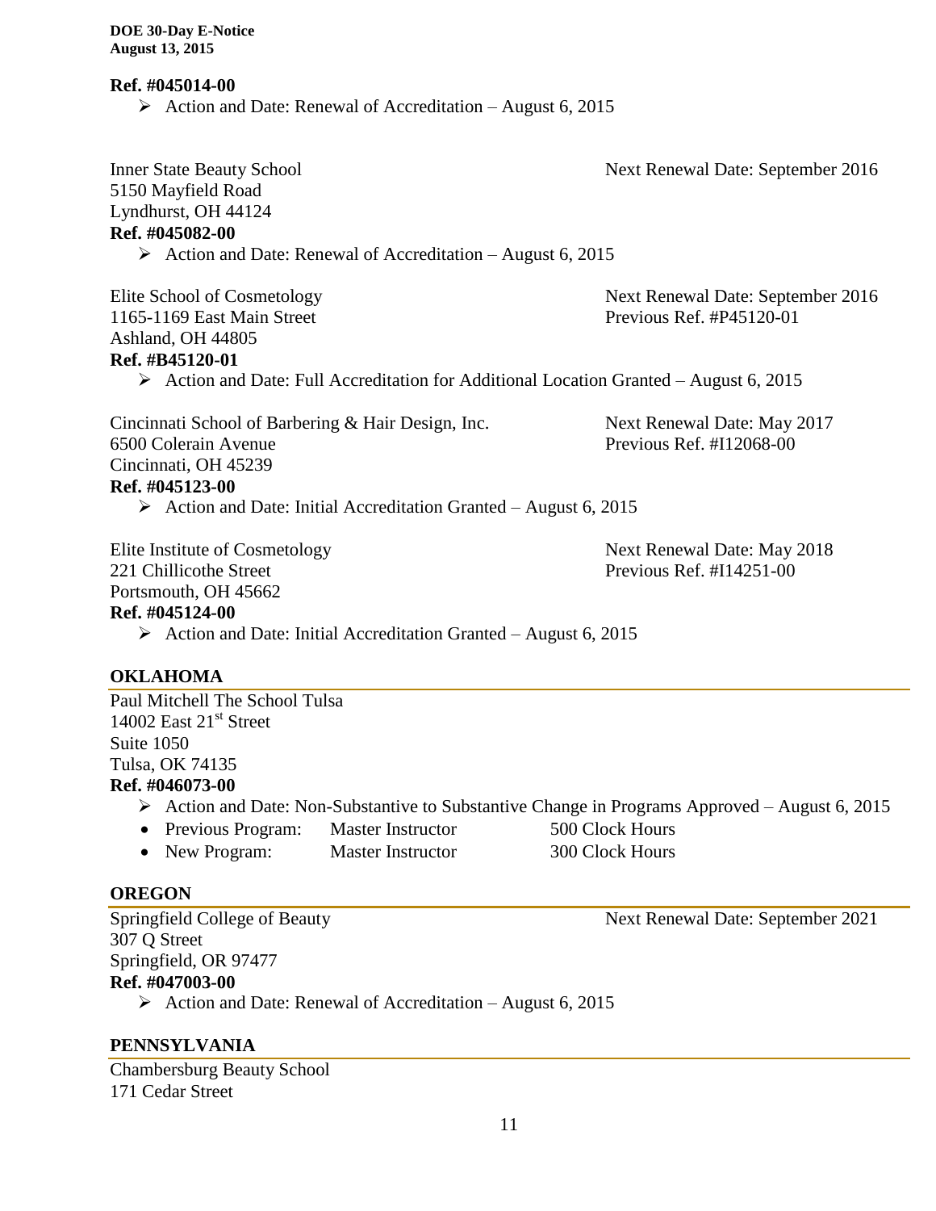**Ref. #045014-00**

- Action and Date: Renewal of Accreditation – August 6, 2015

Inner State Beauty School
5150 Mayfield Road
Lyndhurst, OH 44124
Next Renewal Date: September 2016

**Ref. #045082-00**

- Action and Date: Renewal of Accreditation – August 6, 2015

Elite School of Cosmetology
1165-1169 East Main Street
Ashland, OH 44805
Next Renewal Date: September 2016
Previous Ref. #P45120-01

**Ref. #B45120-01**

- Action and Date: Full Accreditation for Additional Location Granted – August 6, 2015

Cincinnati School of Barbering & Hair Design, Inc.
6500 Colerain Avenue
Cincinnati, OH 45239
Next Renewal Date: May 2017
Previous Ref. #I12068-00

**Ref. #045123-00**

- Action and Date: Initial Accreditation Granted – August 6, 2015

Elite Institute of Cosmetology
221 Chillicothe Street
Portsmouth, OH 45662
Next Renewal Date: May 2018
Previous Ref. #I14251-00

**Ref. #045124-00**

- Action and Date: Initial Accreditation Granted – August 6, 2015

## OKLAHOMA

Paul Mitchell The School Tulsa
14002 East 21st Street
Suite 1050
Tulsa, OK 74135

**Ref. #046073-00**

- Action and Date: Non-Substantive to Substantive Change in Programs Approved – August 6, 2015
  - Previous Program: Master Instructor 500 Clock Hours
  - New Program: Master Instructor 300 Clock Hours

## OREGON

Springfield College of Beauty
307 Q Street
Springfield, OR 97477
Next Renewal Date: September 2021

**Ref. #047003-00**

- Action and Date: Renewal of Accreditation – August 6, 2015

## PENNSYLVANIA

Chambersburg Beauty School
171 Cedar Street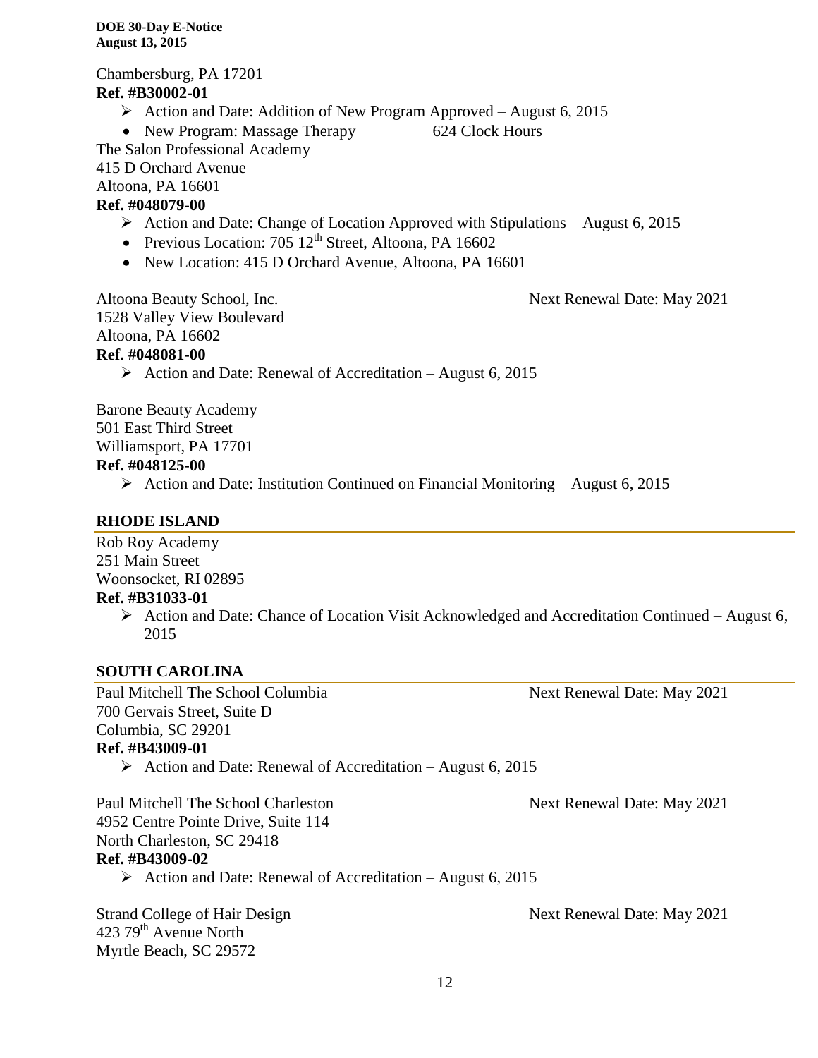Chambersburg, PA 17201

**Ref. #B30002-01**

- Action and Date: Addition of New Program Approved – August 6, 2015
- New Program: Massage Therapy 624 Clock Hours

The Salon Professional Academy
415 D Orchard Avenue
Altoona, PA 16601

**Ref. #048079-00**

- Action and Date: Change of Location Approved with Stipulations – August 6, 2015
- Previous Location: 705 12th Street, Altoona, PA 16602
- New Location: 415 D Orchard Avenue, Altoona, PA 16601

Altoona Beauty School, Inc. Next Renewal Date: May 2021
1528 Valley View Boulevard
Altoona, PA 16602

**Ref. #048081-00**

- Action and Date: Renewal of Accreditation – August 6, 2015

Barone Beauty Academy
501 East Third Street
Williamsport, PA 17701

**Ref. #048125-00**

- Action and Date: Institution Continued on Financial Monitoring – August 6, 2015

## RHODE ISLAND

Rob Roy Academy
251 Main Street
Woonsocket, RI 02895

**Ref. #B31033-01**

- Action and Date: Chance of Location Visit Acknowledged and Accreditation Continued – August 6, 2015

## SOUTH CAROLINA

Paul Mitchell The School Columbia Next Renewal Date: May 2021
700 Gervais Street, Suite D
Columbia, SC 29201

**Ref. #B43009-01**

- Action and Date: Renewal of Accreditation – August 6, 2015

Paul Mitchell The School Charleston Next Renewal Date: May 2021
4952 Centre Pointe Drive, Suite 114
North Charleston, SC 29418

**Ref. #B43009-02**

- Action and Date: Renewal of Accreditation – August 6, 2015

Strand College of Hair Design Next Renewal Date: May 2021
423 79th Avenue North
Myrtle Beach, SC 29572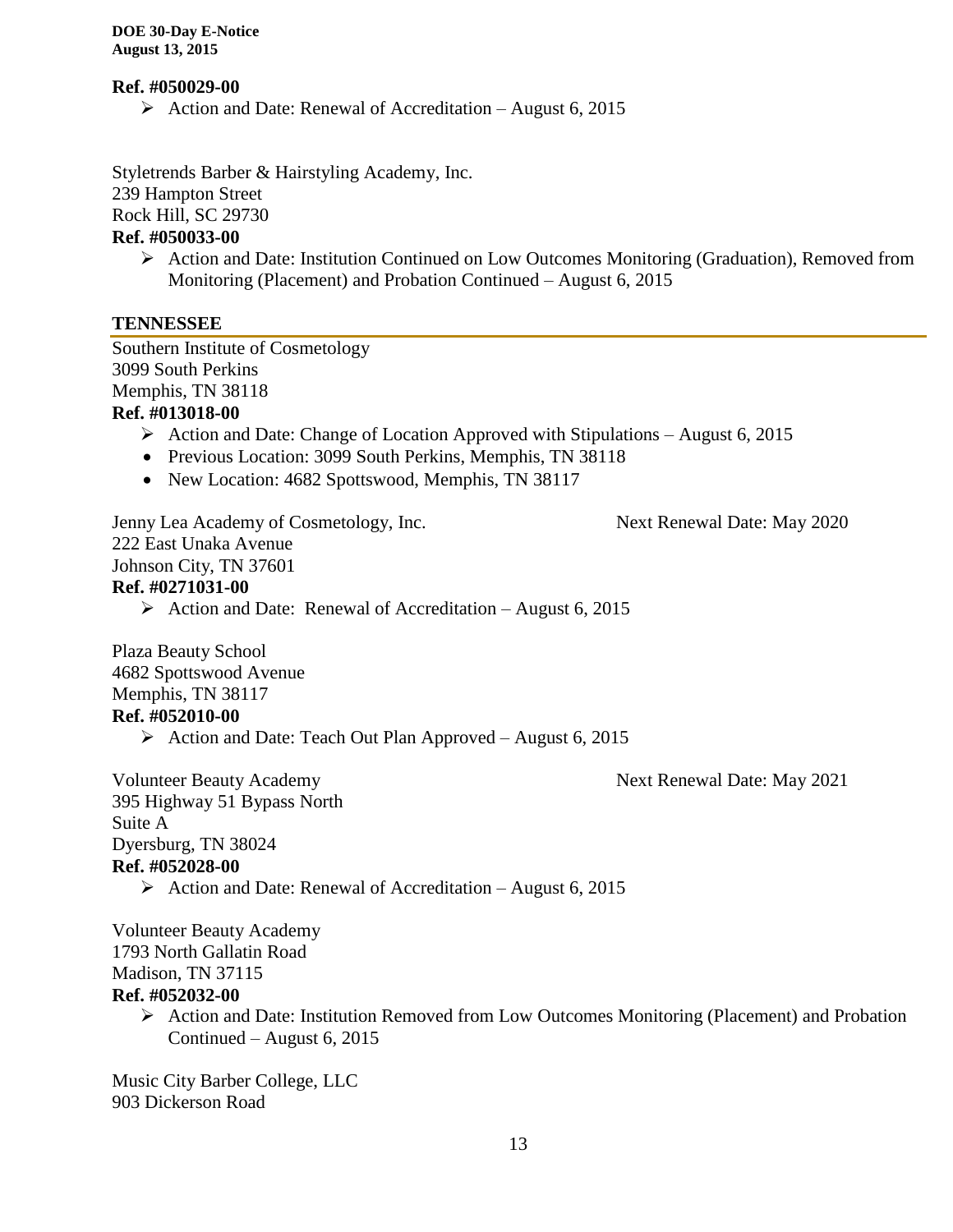**Ref. #050029-00**

- Action and Date: Renewal of Accreditation – August 6, 2015

Styletrends Barber & Hairstyling Academy, Inc.
239 Hampton Street
Rock Hill, SC 29730

**Ref. #050033-00**

- Action and Date: Institution Continued on Low Outcomes Monitoring (Graduation), Removed from Monitoring (Placement) and Probation Continued – August 6, 2015

## TENNESSEE

Southern Institute of Cosmetology
3099 South Perkins
Memphis, TN 38118

**Ref. #013018-00**

- Action and Date: Change of Location Approved with Stipulations – August 6, 2015
- Previous Location: 3099 South Perkins, Memphis, TN 38118
- New Location: 4682 Spottswood, Memphis, TN 38117

Jenny Lea Academy of Cosmetology, Inc. Next Renewal Date: May 2020
222 East Unaka Avenue
Johnson City, TN 37601

**Ref. #0271031-00**

- Action and Date: Renewal of Accreditation – August 6, 2015

Plaza Beauty School
4682 Spottswood Avenue
Memphis, TN 38117

**Ref. #052010-00**

- Action and Date: Teach Out Plan Approved – August 6, 2015

Volunteer Beauty Academy Next Renewal Date: May 2021
395 Highway 51 Bypass North
Suite A
Dyersburg, TN 38024

**Ref. #052028-00**

- Action and Date: Renewal of Accreditation – August 6, 2015

Volunteer Beauty Academy
1793 North Gallatin Road
Madison, TN 37115

**Ref. #052032-00**

- Action and Date: Institution Removed from Low Outcomes Monitoring (Placement) and Probation Continued – August 6, 2015

Music City Barber College, LLC
903 Dickerson Road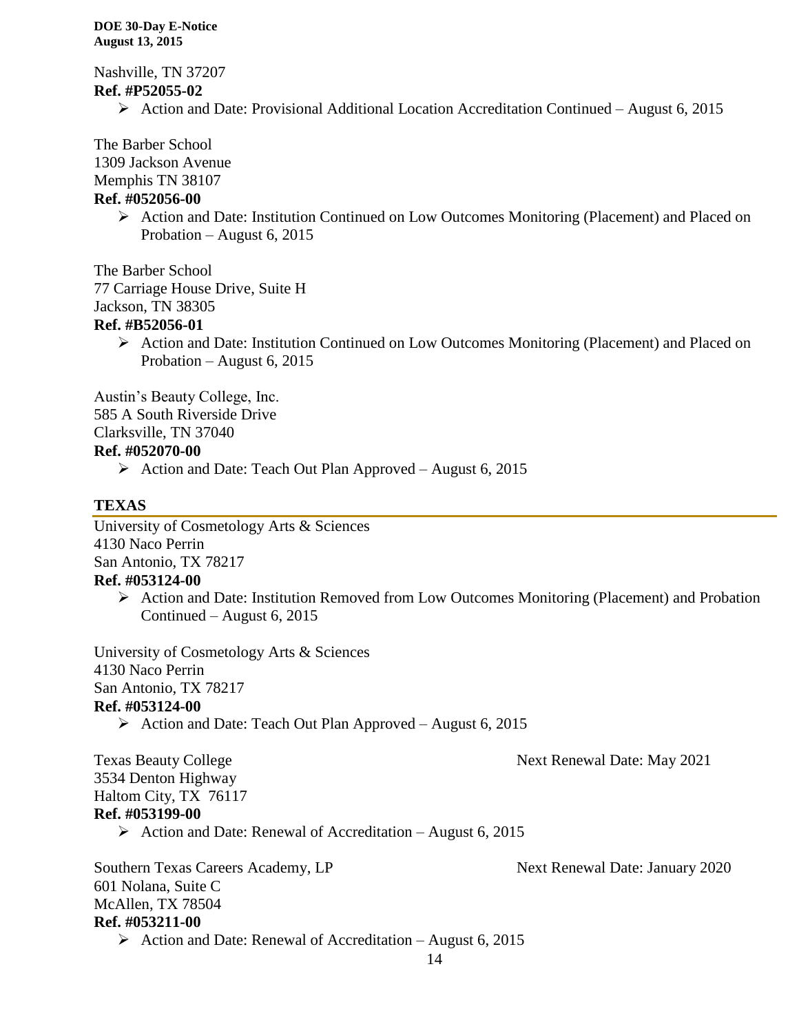Nashville, TN 37207
**Ref. #P52055-02**

- Action and Date: Provisional Additional Location Accreditation Continued – August 6, 2015

The Barber School
1309 Jackson Avenue
Memphis TN 38107
**Ref. #052056-00**

- Action and Date: Institution Continued on Low Outcomes Monitoring (Placement) and Placed on Probation – August 6, 2015

The Barber School
77 Carriage House Drive, Suite H
Jackson, TN 38305
**Ref. #B52056-01**

- Action and Date: Institution Continued on Low Outcomes Monitoring (Placement) and Placed on Probation – August 6, 2015

Austin's Beauty College, Inc.
585 A South Riverside Drive
Clarksville, TN 37040
**Ref. #052070-00**

- Action and Date: Teach Out Plan Approved – August 6, 2015

## TEXAS

University of Cosmetology Arts & Sciences
4130 Naco Perrin
San Antonio, TX 78217
**Ref. #053124-00**

- Action and Date: Institution Removed from Low Outcomes Monitoring (Placement) and Probation Continued – August 6, 2015

University of Cosmetology Arts & Sciences
4130 Naco Perrin
San Antonio, TX 78217
**Ref. #053124-00**

- Action and Date: Teach Out Plan Approved – August 6, 2015

Texas Beauty College — Next Renewal Date: May 2021
3534 Denton Highway
Haltom City, TX 76117
**Ref. #053199-00**

- Action and Date: Renewal of Accreditation – August 6, 2015

Southern Texas Careers Academy, LP — Next Renewal Date: January 2020
601 Nolana, Suite C
McAllen, TX 78504
**Ref. #053211-00**

- Action and Date: Renewal of Accreditation – August 6, 2015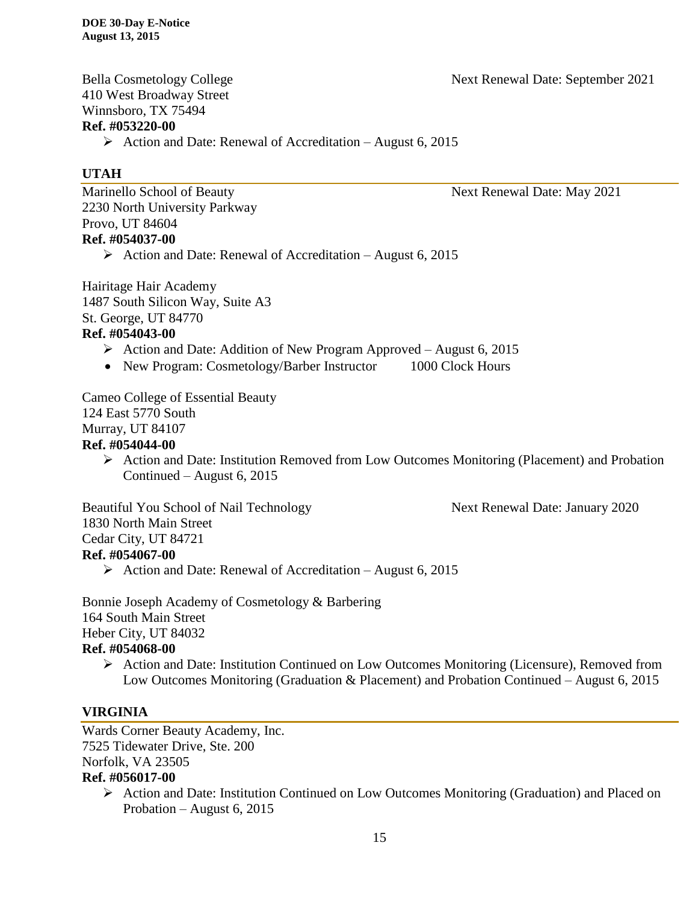Bella Cosmetology College Next Renewal Date: September 2021
410 West Broadway Street
Winnsboro, TX 75494
**Ref. #053220-00**

- Action and Date: Renewal of Accreditation – August 6, 2015

## UTAH

Marinello School of Beauty Next Renewal Date: May 2021
2230 North University Parkway
Provo, UT 84604
**Ref. #054037-00**

- Action and Date: Renewal of Accreditation – August 6, 2015

Hairitage Hair Academy
1487 South Silicon Way, Suite A3
St. George, UT 84770
**Ref. #054043-00**

- Action and Date: Addition of New Program Approved – August 6, 2015
- New Program: Cosmetology/Barber Instructor 1000 Clock Hours

Cameo College of Essential Beauty
124 East 5770 South
Murray, UT 84107
**Ref. #054044-00**

- Action and Date: Institution Removed from Low Outcomes Monitoring (Placement) and Probation Continued – August 6, 2015

Beautiful You School of Nail Technology Next Renewal Date: January 2020
1830 North Main Street
Cedar City, UT 84721
**Ref. #054067-00**

- Action and Date: Renewal of Accreditation – August 6, 2015

Bonnie Joseph Academy of Cosmetology & Barbering
164 South Main Street
Heber City, UT 84032
**Ref. #054068-00**

- Action and Date: Institution Continued on Low Outcomes Monitoring (Licensure), Removed from Low Outcomes Monitoring (Graduation & Placement) and Probation Continued – August 6, 2015

## VIRGINIA

Wards Corner Beauty Academy, Inc.
7525 Tidewater Drive, Ste. 200
Norfolk, VA 23505
**Ref. #056017-00**

- Action and Date: Institution Continued on Low Outcomes Monitoring (Graduation) and Placed on Probation – August 6, 2015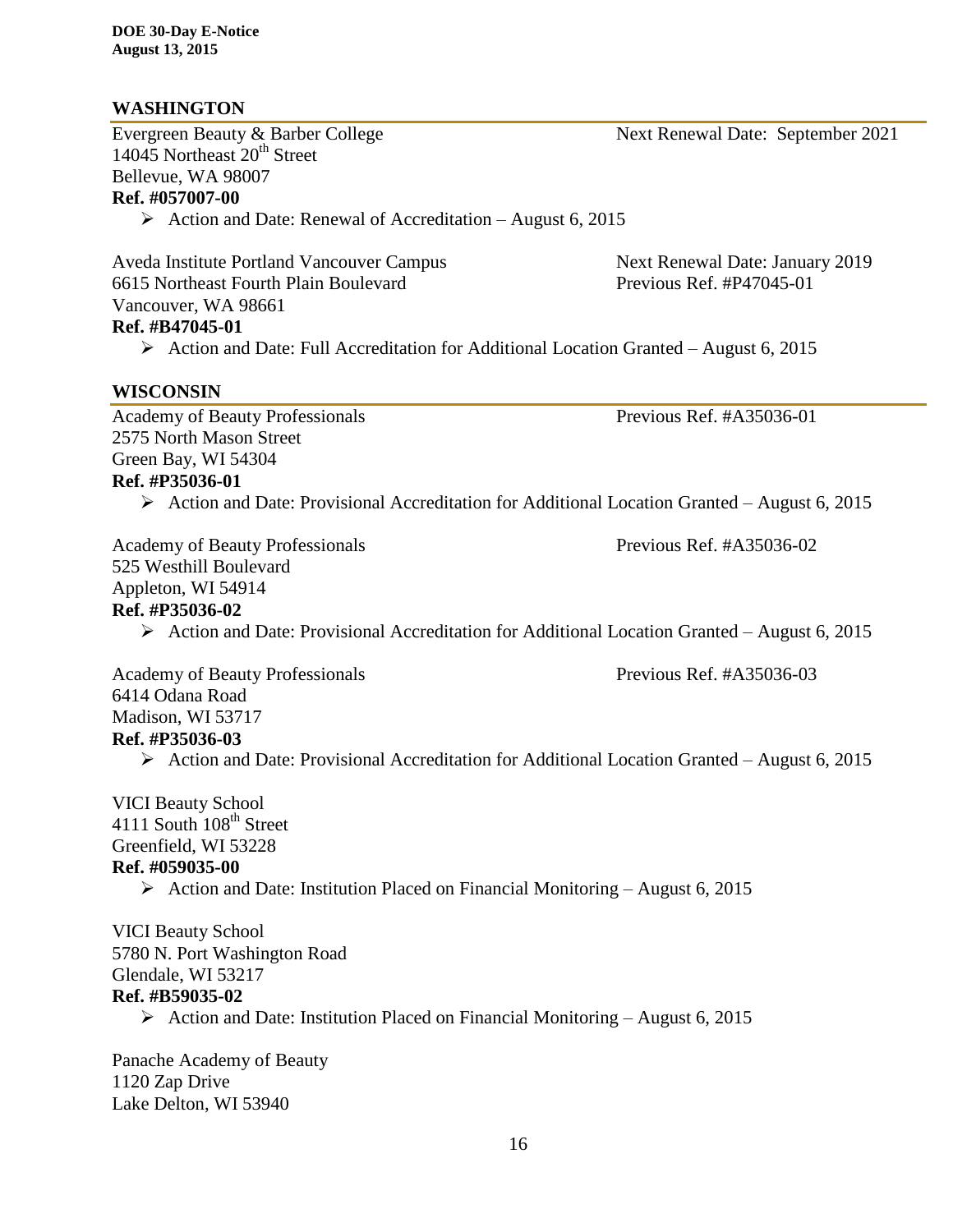## WASHINGTON

Evergreen Beauty & Barber College — Next Renewal Date: September 2021
14045 Northeast 20th Street
Bellevue, WA 98007
**Ref. #057007-00**

- Action and Date: Renewal of Accreditation – August 6, 2015

Aveda Institute Portland Vancouver Campus — Next Renewal Date: January 2019
6615 Northeast Fourth Plain Boulevard — Previous Ref. #P47045-01
Vancouver, WA 98661
**Ref. #B47045-01**

- Action and Date: Full Accreditation for Additional Location Granted – August 6, 2015

## WISCONSIN

Academy of Beauty Professionals — Previous Ref. #A35036-01
2575 North Mason Street
Green Bay, WI 54304
**Ref. #P35036-01**

- Action and Date: Provisional Accreditation for Additional Location Granted – August 6, 2015

Academy of Beauty Professionals — Previous Ref. #A35036-02
525 Westhill Boulevard
Appleton, WI 54914
**Ref. #P35036-02**

- Action and Date: Provisional Accreditation for Additional Location Granted – August 6, 2015

Academy of Beauty Professionals — Previous Ref. #A35036-03
6414 Odana Road
Madison, WI 53717
**Ref. #P35036-03**

- Action and Date: Provisional Accreditation for Additional Location Granted – August 6, 2015

VICI Beauty School
4111 South 108th Street
Greenfield, WI 53228
**Ref. #059035-00**

- Action and Date: Institution Placed on Financial Monitoring – August 6, 2015

VICI Beauty School
5780 N. Port Washington Road
Glendale, WI 53217
**Ref. #B59035-02**

- Action and Date: Institution Placed on Financial Monitoring – August 6, 2015

Panache Academy of Beauty
1120 Zap Drive
Lake Delton, WI 53940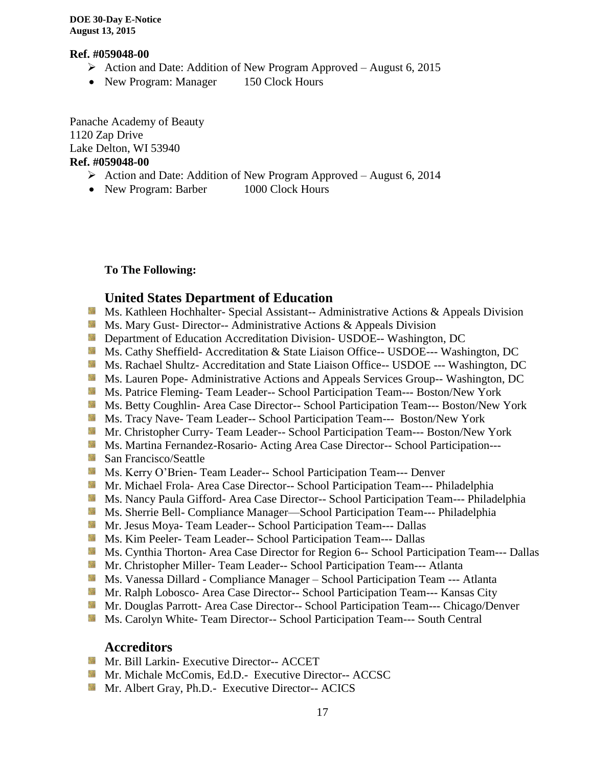**Ref. #059048-00**

- Action and Date: Addition of New Program Approved – August 6, 2015
- New Program: Manager 150 Clock Hours

Panache Academy of Beauty
1120 Zap Drive
Lake Delton, WI 53940
**Ref. #059048-00**

- Action and Date: Addition of New Program Approved – August 6, 2014
- New Program: Barber 1000 Clock Hours

**To The Following:**

## United States Department of Education

- Ms. Kathleen Hochhalter- Special Assistant-- Administrative Actions & Appeals Division
- Ms. Mary Gust- Director-- Administrative Actions & Appeals Division
- Department of Education Accreditation Division- USDOE-- Washington, DC
- Ms. Cathy Sheffield- Accreditation & State Liaison Office-- USDOE--- Washington, DC
- Ms. Rachael Shultz- Accreditation and State Liaison Office-- USDOE --- Washington, DC
- Ms. Lauren Pope- Administrative Actions and Appeals Services Group-- Washington, DC
- Ms. Patrice Fleming- Team Leader-- School Participation Team--- Boston/New York
- Ms. Betty Coughlin- Area Case Director-- School Participation Team--- Boston/New York
- Ms. Tracy Nave- Team Leader-- School Participation Team--- Boston/New York
- Mr. Christopher Curry- Team Leader-- School Participation Team--- Boston/New York
- Ms. Martina Fernandez-Rosario- Acting Area Case Director-- School Participation---
- San Francisco/Seattle
- Ms. Kerry O'Brien- Team Leader-- School Participation Team--- Denver
- Mr. Michael Frola- Area Case Director-- School Participation Team--- Philadelphia
- Ms. Nancy Paula Gifford- Area Case Director-- School Participation Team--- Philadelphia
- Ms. Sherrie Bell- Compliance Manager—School Participation Team--- Philadelphia
- Mr. Jesus Moya- Team Leader-- School Participation Team--- Dallas
- Ms. Kim Peeler- Team Leader-- School Participation Team--- Dallas
- Ms. Cynthia Thorton- Area Case Director for Region 6-- School Participation Team--- Dallas
- Mr. Christopher Miller- Team Leader-- School Participation Team--- Atlanta
- Ms. Vanessa Dillard - Compliance Manager – School Participation Team --- Atlanta
- Mr. Ralph Lobosco- Area Case Director-- School Participation Team--- Kansas City
- Mr. Douglas Parrott- Area Case Director-- School Participation Team--- Chicago/Denver
- Ms. Carolyn White- Team Director-- School Participation Team--- South Central

## Accreditors

- Mr. Bill Larkin- Executive Director-- ACCET
- Mr. Michale McComis, Ed.D.- Executive Director-- ACCSC
- Mr. Albert Gray, Ph.D.- Executive Director-- ACICS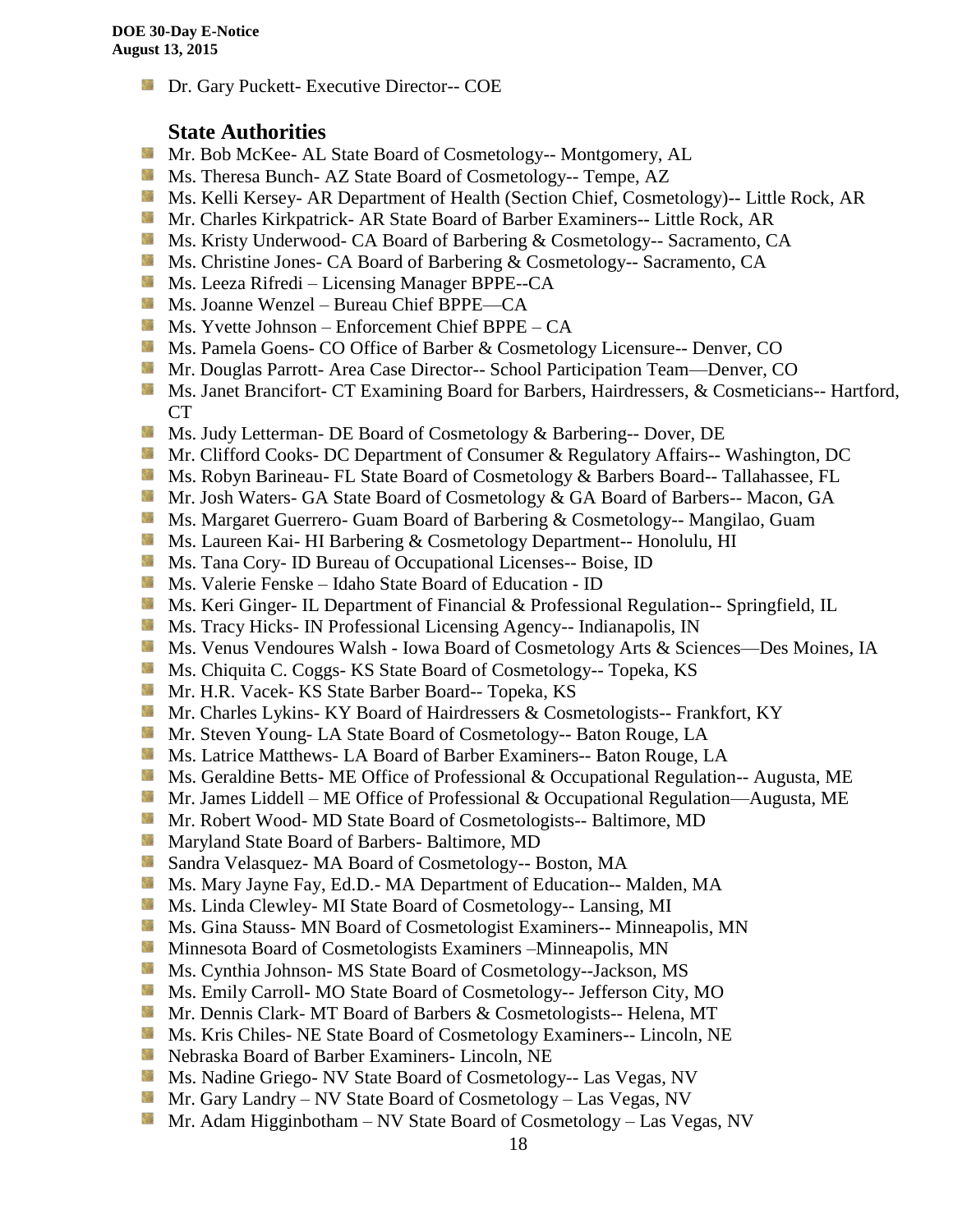- Dr. Gary Puckett- Executive Director-- COE

### State Authorities

- Mr. Bob McKee- AL State Board of Cosmetology-- Montgomery, AL
- Ms. Theresa Bunch- AZ State Board of Cosmetology-- Tempe, AZ
- Ms. Kelli Kersey- AR Department of Health (Section Chief, Cosmetology)-- Little Rock, AR
- Mr. Charles Kirkpatrick- AR State Board of Barber Examiners-- Little Rock, AR
- Ms. Kristy Underwood- CA Board of Barbering & Cosmetology-- Sacramento, CA
- Ms. Christine Jones- CA Board of Barbering & Cosmetology-- Sacramento, CA
- Ms. Leeza Rifredi – Licensing Manager BPPE--CA
- Ms. Joanne Wenzel – Bureau Chief BPPE—CA
- Ms. Yvette Johnson – Enforcement Chief BPPE – CA
- Ms. Pamela Goens- CO Office of Barber & Cosmetology Licensure-- Denver, CO
- Mr. Douglas Parrott- Area Case Director-- School Participation Team—Denver, CO
- Ms. Janet Brancifort- CT Examining Board for Barbers, Hairdressers, & Cosmeticians-- Hartford, CT
- Ms. Judy Letterman- DE Board of Cosmetology & Barbering-- Dover, DE
- Mr. Clifford Cooks- DC Department of Consumer & Regulatory Affairs-- Washington, DC
- Ms. Robyn Barineau- FL State Board of Cosmetology & Barbers Board-- Tallahassee, FL
- Mr. Josh Waters- GA State Board of Cosmetology & GA Board of Barbers-- Macon, GA
- Ms. Margaret Guerrero- Guam Board of Barbering & Cosmetology-- Mangilao, Guam
- Ms. Laureen Kai- HI Barbering & Cosmetology Department-- Honolulu, HI
- Ms. Tana Cory- ID Bureau of Occupational Licenses-- Boise, ID
- Ms. Valerie Fenske – Idaho State Board of Education - ID
- Ms. Keri Ginger- IL Department of Financial & Professional Regulation-- Springfield, IL
- Ms. Tracy Hicks- IN Professional Licensing Agency-- Indianapolis, IN
- Ms. Venus Vendoures Walsh - Iowa Board of Cosmetology Arts & Sciences—Des Moines, IA
- Ms. Chiquita C. Coggs- KS State Board of Cosmetology-- Topeka, KS
- Mr. H.R. Vacek- KS State Barber Board-- Topeka, KS
- Mr. Charles Lykins- KY Board of Hairdressers & Cosmetologists-- Frankfort, KY
- Mr. Steven Young- LA State Board of Cosmetology-- Baton Rouge, LA
- Ms. Latrice Matthews- LA Board of Barber Examiners-- Baton Rouge, LA
- Ms. Geraldine Betts- ME Office of Professional & Occupational Regulation-- Augusta, ME
- Mr. James Liddell – ME Office of Professional & Occupational Regulation—Augusta, ME
- Mr. Robert Wood- MD State Board of Cosmetologists-- Baltimore, MD
- Maryland State Board of Barbers- Baltimore, MD
- Sandra Velasquez- MA Board of Cosmetology-- Boston, MA
- Ms. Mary Jayne Fay, Ed.D.- MA Department of Education-- Malden, MA
- Ms. Linda Clewley- MI State Board of Cosmetology-- Lansing, MI
- Ms. Gina Stauss- MN Board of Cosmetologist Examiners-- Minneapolis, MN
- Minnesota Board of Cosmetologists Examiners –Minneapolis, MN
- Ms. Cynthia Johnson- MS State Board of Cosmetology--Jackson, MS
- Ms. Emily Carroll- MO State Board of Cosmetology-- Jefferson City, MO
- Mr. Dennis Clark- MT Board of Barbers & Cosmetologists-- Helena, MT
- Ms. Kris Chiles- NE State Board of Cosmetology Examiners-- Lincoln, NE
- Nebraska Board of Barber Examiners- Lincoln, NE
- Ms. Nadine Griego- NV State Board of Cosmetology-- Las Vegas, NV
- Mr. Gary Landry – NV State Board of Cosmetology – Las Vegas, NV
- Mr. Adam Higginbotham – NV State Board of Cosmetology – Las Vegas, NV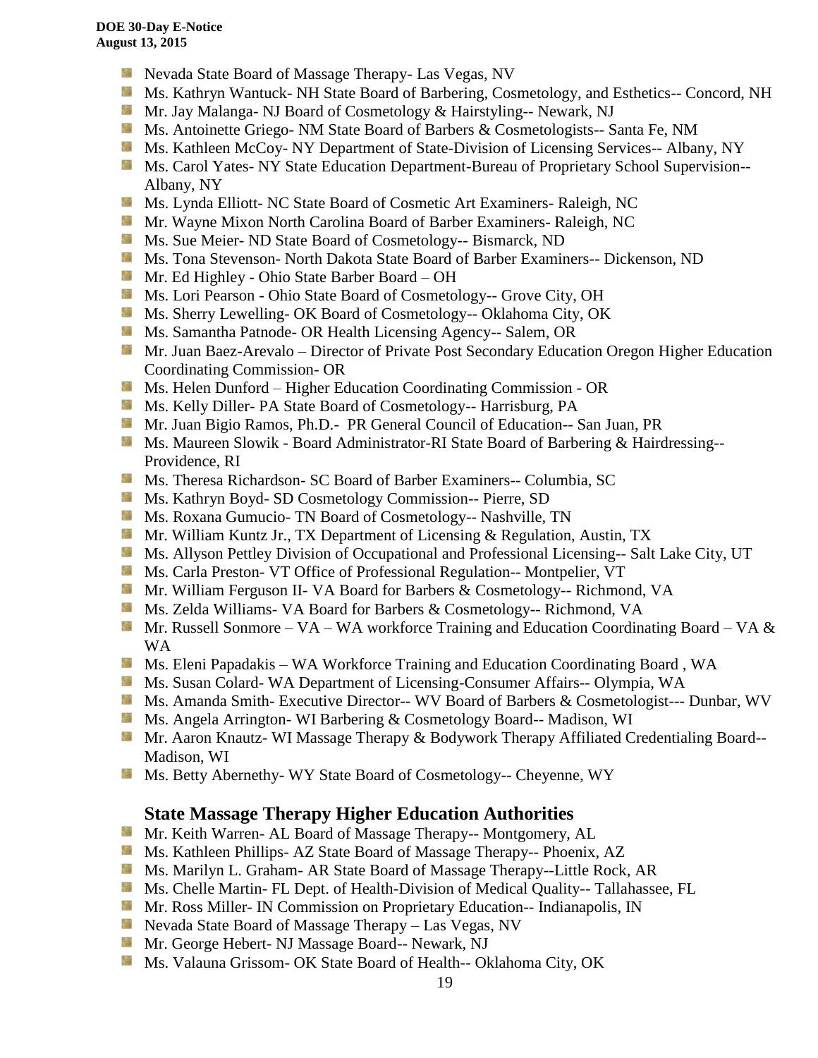- Nevada State Board of Massage Therapy- Las Vegas, NV
- Ms. Kathryn Wantuck- NH State Board of Barbering, Cosmetology, and Esthetics-- Concord, NH
- Mr. Jay Malanga- NJ Board of Cosmetology & Hairstyling-- Newark, NJ
- Ms. Antoinette Griego- NM State Board of Barbers & Cosmetologists-- Santa Fe, NM
- Ms. Kathleen McCoy- NY Department of State-Division of Licensing Services-- Albany, NY
- Ms. Carol Yates- NY State Education Department-Bureau of Proprietary School Supervision-- Albany, NY
- Ms. Lynda Elliott- NC State Board of Cosmetic Art Examiners- Raleigh, NC
- Mr. Wayne Mixon North Carolina Board of Barber Examiners- Raleigh, NC
- Ms. Sue Meier- ND State Board of Cosmetology-- Bismarck, ND
- Ms. Tona Stevenson- North Dakota State Board of Barber Examiners-- Dickenson, ND
- Mr. Ed Highley - Ohio State Barber Board – OH
- Ms. Lori Pearson - Ohio State Board of Cosmetology-- Grove City, OH
- Ms. Sherry Lewelling- OK Board of Cosmetology-- Oklahoma City, OK
- Ms. Samantha Patnode- OR Health Licensing Agency-- Salem, OR
- Mr. Juan Baez-Arevalo – Director of Private Post Secondary Education Oregon Higher Education Coordinating Commission- OR
- Ms. Helen Dunford – Higher Education Coordinating Commission - OR
- Ms. Kelly Diller- PA State Board of Cosmetology-- Harrisburg, PA
- Mr. Juan Bigio Ramos, Ph.D.- PR General Council of Education-- San Juan, PR
- Ms. Maureen Slowik - Board Administrator-RI State Board of Barbering & Hairdressing-- Providence, RI
- Ms. Theresa Richardson- SC Board of Barber Examiners-- Columbia, SC
- Ms. Kathryn Boyd- SD Cosmetology Commission-- Pierre, SD
- Ms. Roxana Gumucio- TN Board of Cosmetology-- Nashville, TN
- Mr. William Kuntz Jr., TX Department of Licensing & Regulation, Austin, TX
- Ms. Allyson Pettley Division of Occupational and Professional Licensing-- Salt Lake City, UT
- Ms. Carla Preston- VT Office of Professional Regulation-- Montpelier, VT
- Mr. William Ferguson II- VA Board for Barbers & Cosmetology-- Richmond, VA
- Ms. Zelda Williams- VA Board for Barbers & Cosmetology-- Richmond, VA
- Mr. Russell Sonmore – VA – WA workforce Training and Education Coordinating Board – VA & WA
- Ms. Eleni Papadakis – WA Workforce Training and Education Coordinating Board , WA
- Ms. Susan Colard- WA Department of Licensing-Consumer Affairs-- Olympia, WA
- Ms. Amanda Smith- Executive Director-- WV Board of Barbers & Cosmetologist--- Dunbar, WV
- Ms. Angela Arrington- WI Barbering & Cosmetology Board-- Madison, WI
- Mr. Aaron Knautz- WI Massage Therapy & Bodywork Therapy Affiliated Credentialing Board-- Madison, WI
- Ms. Betty Abernethy- WY State Board of Cosmetology-- Cheyenne, WY

## State Massage Therapy Higher Education Authorities

- Mr. Keith Warren- AL Board of Massage Therapy-- Montgomery, AL
- Ms. Kathleen Phillips- AZ State Board of Massage Therapy-- Phoenix, AZ
- Ms. Marilyn L. Graham- AR State Board of Massage Therapy--Little Rock, AR
- Ms. Chelle Martin- FL Dept. of Health-Division of Medical Quality-- Tallahassee, FL
- Mr. Ross Miller- IN Commission on Proprietary Education-- Indianapolis, IN
- Nevada State Board of Massage Therapy – Las Vegas, NV
- Mr. George Hebert- NJ Massage Board-- Newark, NJ
- Ms. Valauna Grissom- OK State Board of Health-- Oklahoma City, OK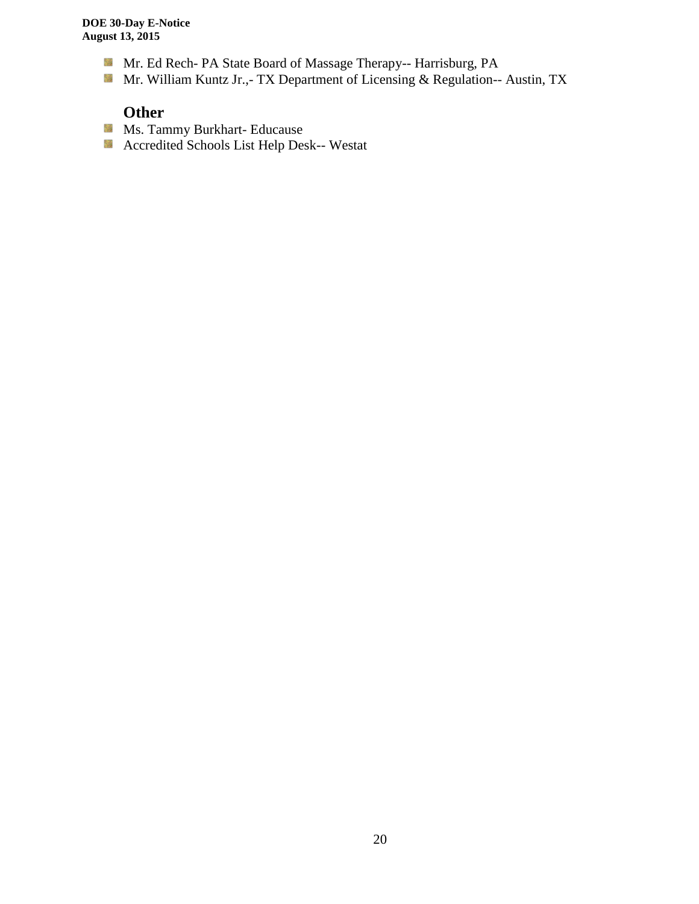- Mr. Ed Rech- PA State Board of Massage Therapy-- Harrisburg, PA
- Mr. William Kuntz Jr.,- TX Department of Licensing & Regulation-- Austin, TX

## Other

- Ms. Tammy Burkhart- Educause
- Accredited Schools List Help Desk-- Westat